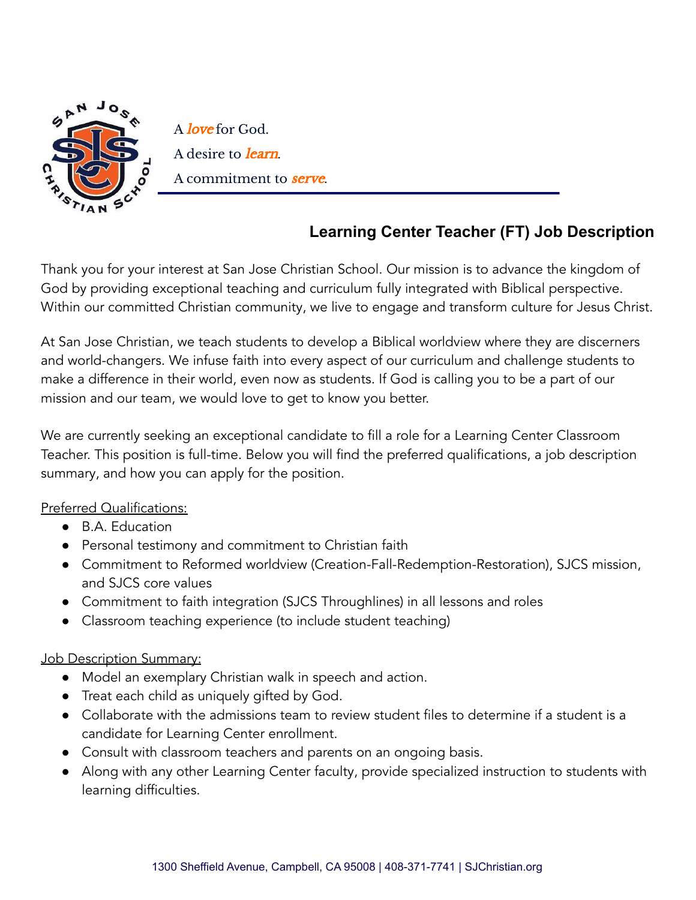A *love* for God.

A desire to *learn*.

A commitment to *serve*.

## Learning Center Teacher (FT) Job Description

Thank you for your interest at San Jose Christian School. Our mission is to advance the kingdom of God by providing exceptional teaching and curriculum fully integrated with Biblical perspective. Within our committed Christian community, we live to engage and transform culture for Jesus Christ.

At San Jose Christian, we teach students to develop a Biblical worldview where they are discerners and world-changers. We infuse faith into every aspect of our curriculum and challenge students to make a difference in their world, even now as students. If God is calling you to be a part of our mission and our team, we would love to get to know you better.

We are currently seeking an exceptional candidate to fill a role for a Learning Center Classroom Teacher. This position is full-time. Below you will find the preferred qualifications, a job description summary, and how you can apply for the position.

Preferred Qualifications:

- B.A. Education
- Personal testimony and commitment to Christian faith
- Commitment to Reformed worldview (Creation-Fall-Redemption-Restoration), SJCS mission, and SJCS core values
- Commitment to faith integration (SJCS Throughlines) in all lessons and roles
- Classroom teaching experience (to include student teaching)

Job Description Summary:

- Model an exemplary Christian walk in speech and action.
- Treat each child as uniquely gifted by God.
- Collaborate with the admissions team to review student files to determine if a student is a candidate for Learning Center enrollment.
- Consult with classroom teachers and parents on an ongoing basis.
- Along with any other Learning Center faculty, provide specialized instruction to students with learning difficulties.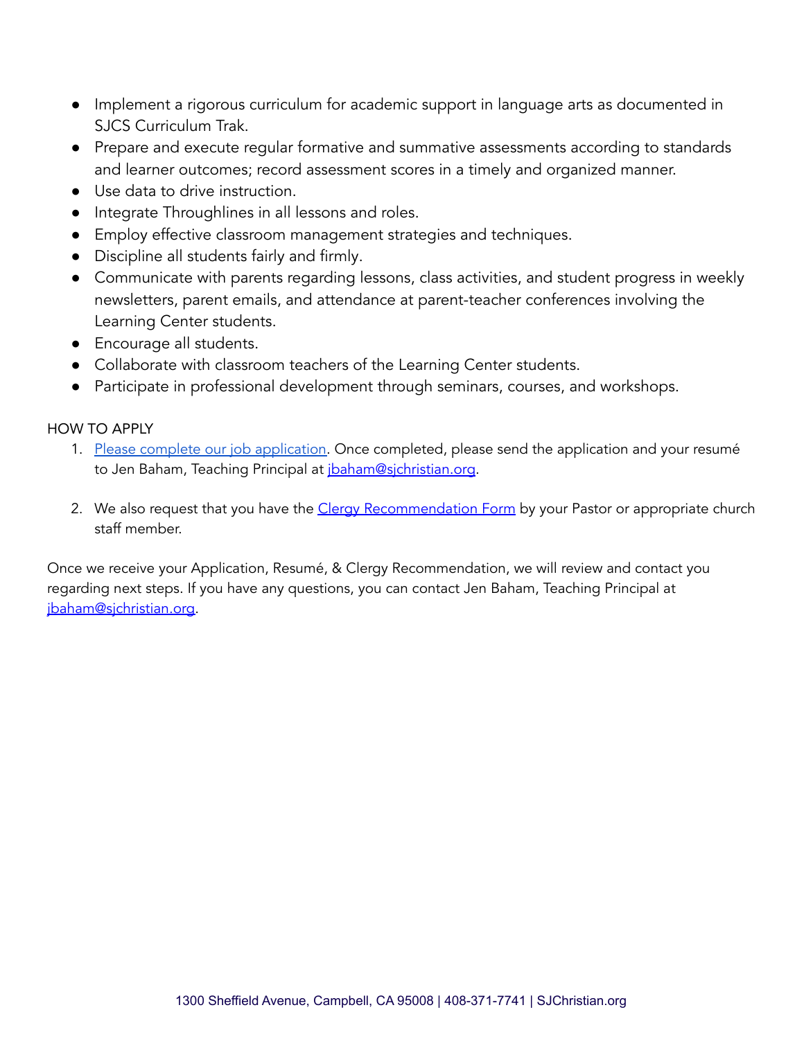- Implement a rigorous curriculum for academic support in language arts as documented in SJCS Curriculum Trak.
- Prepare and execute regular formative and summative assessments according to standards and learner outcomes; record assessment scores in a timely and organized manner.
- Use data to drive instruction.
- Integrate Throughlines in all lessons and roles.
- Employ effective classroom management strategies and techniques.
- Discipline all students fairly and firmly.
- Communicate with parents regarding lessons, class activities, and student progress in weekly newsletters, parent emails, and attendance at parent-teacher conferences involving the Learning Center students.
- Encourage all students.
- Collaborate with classroom teachers of the Learning Center students.
- Participate in professional development through seminars, courses, and workshops.

HOW TO APPLY

1. Please complete our job application. Once completed, please send the application and your resumé to Jen Baham, Teaching Principal at jbaham@sjchristian.org.

2. We also request that you have the Clergy Recommendation Form by your Pastor or appropriate church staff member.

Once we receive your Application, Resumé, & Clergy Recommendation, we will review and contact you regarding next steps. If you have any questions, you can contact Jen Baham, Teaching Principal at jbaham@sjchristian.org.

1300 Sheffield Avenue, Campbell, CA 95008 | 408-371-7741 | SJChristian.org